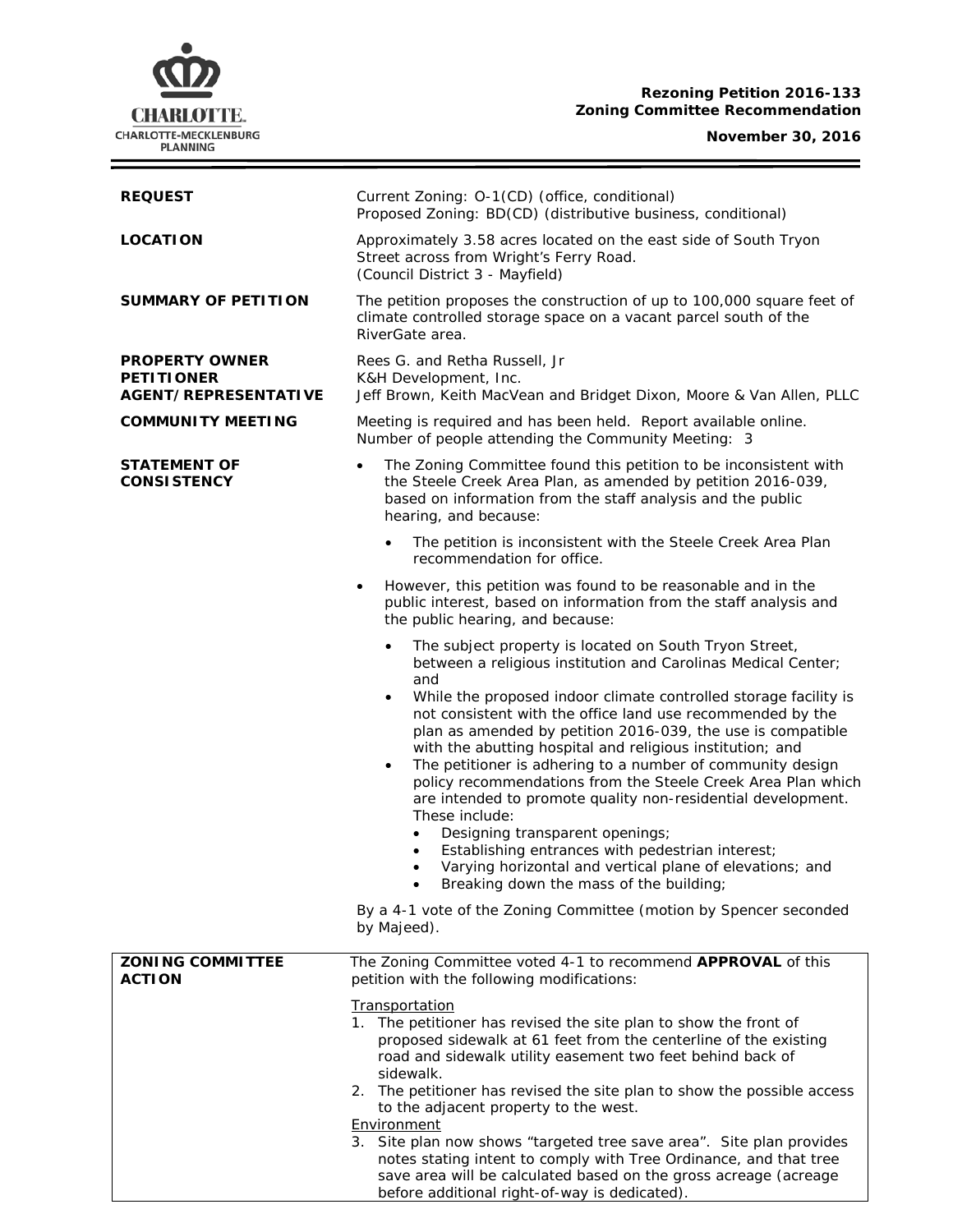**Rezoning Petition 2016-133**
**Zoning Committee Recommendation**

**November 30, 2016**

| | |
|---|---|
| **REQUEST** | Current Zoning: O-1(CD) (office, conditional)<br>Proposed Zoning: BD(CD) (distributive business, conditional) |
| **LOCATION** | Approximately 3.58 acres located on the east side of South Tryon Street across from Wright's Ferry Road.<br>(Council District 3 - Mayfield) |
| **SUMMARY OF PETITION** | The petition proposes the construction of up to 100,000 square feet of climate controlled storage space on a vacant parcel south of the RiverGate area. |
| **PROPERTY OWNER**<br>**PETITIONER**<br>**AGENT/REPRESENTATIVE** | Rees G. and Retha Russell, Jr<br>K&H Development, Inc.<br>Jeff Brown, Keith MacVean and Bridget Dixon, Moore & Van Allen, PLLC |
| **COMMUNITY MEETING** | Meeting is required and has been held. Report available online.<br>Number of people attending the Community Meeting: 3 |

**STATEMENT OF CONSISTENCY**

- The Zoning Committee found this petition to be inconsistent with the Steele Creek Area Plan, as amended by petition 2016-039, based on information from the staff analysis and the public hearing, and because:
  - The petition is inconsistent with the Steele Creek Area Plan recommendation for office.
- However, this petition was found to be reasonable and in the public interest, based on information from the staff analysis and the public hearing, and because:
  - The subject property is located on South Tryon Street, between a religious institution and Carolinas Medical Center; and
  - While the proposed indoor climate controlled storage facility is not consistent with the office land use recommended by the plan as amended by petition 2016-039, the use is compatible with the abutting hospital and religious institution; and
  - The petitioner is adhering to a number of community design policy recommendations from the Steele Creek Area Plan which are intended to promote quality non-residential development. These include:
    - Designing transparent openings;
    - Establishing entrances with pedestrian interest;
    - Varying horizontal and vertical plane of elevations; and
    - Breaking down the mass of the building;

By a 4-1 vote of the Zoning Committee (motion by Spencer seconded by Majeed).

**ZONING COMMITTEE ACTION**

The Zoning Committee voted 4-1 to recommend **APPROVAL** of this petition with the following modifications:

Transportation

1. The petitioner has revised the site plan to show the front of proposed sidewalk at 61 feet from the centerline of the existing road and sidewalk utility easement two feet behind back of sidewalk.
2. The petitioner has revised the site plan to show the possible access to the adjacent property to the west.

Environment

3. Site plan now shows "targeted tree save area". Site plan provides notes stating intent to comply with Tree Ordinance, and that tree save area will be calculated based on the gross acreage (acreage before additional right-of-way is dedicated).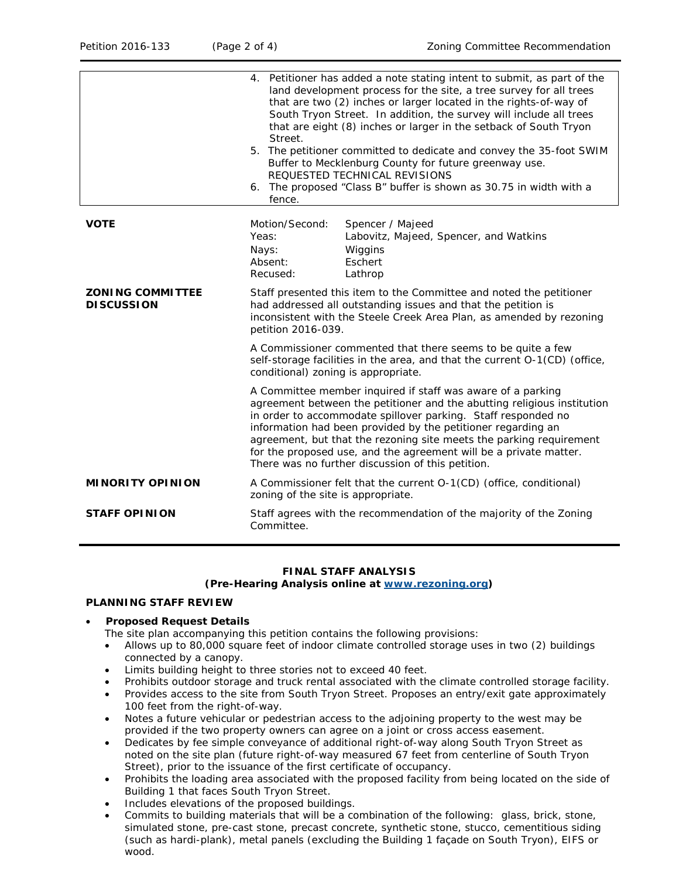| | |
|---|---|
| | 4. Petitioner has added a note stating intent to submit, as part of the land development process for the site, a tree survey for all trees that are two (2) inches or larger located in the rights-of-way of South Tryon Street. In addition, the survey will include all trees that are eight (8) inches or larger in the setback of South Tryon Street.<br>5. The petitioner committed to dedicate and convey the 35-foot SWIM Buffer to Mecklenburg County for future greenway use.<br>REQUESTED TECHNICAL REVISIONS<br>6. The proposed "Class B" buffer is shown as 30.75 in width with a fence. |

| | | |
|---|---|---|
| **VOTE** | Motion/Second: | Spencer / Majeed |
| | Yeas: | Labovitz, Majeed, Spencer, and Watkins |
| | Nays: | Wiggins |
| | Absent: | Eschert |
| | Recused: | Lathrop |

**ZONING COMMITTEE DISCUSSION**

Staff presented this item to the Committee and noted the petitioner had addressed all outstanding issues and that the petition is inconsistent with the Steele Creek Area Plan, as amended by rezoning petition 2016-039.

A Commissioner commented that there seems to be quite a few self-storage facilities in the area, and that the current O-1(CD) (office, conditional) zoning is appropriate.

A Committee member inquired if staff was aware of a parking agreement between the petitioner and the abutting religious institution in order to accommodate spillover parking. Staff responded no information had been provided by the petitioner regarding an agreement, but that the rezoning site meets the parking requirement for the proposed use, and the agreement will be a private matter. There was no further discussion of this petition.

**MINORITY OPINION**

A Commissioner felt that the current O-1(CD) (office, conditional) zoning of the site is appropriate.

**STAFF OPINION**

Staff agrees with the recommendation of the majority of the Zoning Committee.

**FINAL STAFF ANALYSIS**
**(Pre-Hearing Analysis online at [www.rezoning.org](www.rezoning.org))**

**PLANNING STAFF REVIEW**

- **Proposed Request Details**
  The site plan accompanying this petition contains the following provisions:
  - Allows up to 80,000 square feet of indoor climate controlled storage uses in two (2) buildings connected by a canopy.
  - Limits building height to three stories not to exceed 40 feet.
  - Prohibits outdoor storage and truck rental associated with the climate controlled storage facility.
  - Provides access to the site from South Tryon Street. Proposes an entry/exit gate approximately 100 feet from the right-of-way.
  - Notes a future vehicular or pedestrian access to the adjoining property to the west may be provided if the two property owners can agree on a joint or cross access easement.
  - Dedicates by fee simple conveyance of additional right-of-way along South Tryon Street as noted on the site plan (future right-of-way measured 67 feet from centerline of South Tryon Street), prior to the issuance of the first certificate of occupancy.
  - Prohibits the loading area associated with the proposed facility from being located on the side of Building 1 that faces South Tryon Street.
  - Includes elevations of the proposed buildings.
  - Commits to building materials that will be a combination of the following: glass, brick, stone, simulated stone, pre-cast stone, precast concrete, synthetic stone, stucco, cementitious siding (such as hardi-plank), metal panels (excluding the Building 1 façade on South Tryon), EIFS or wood.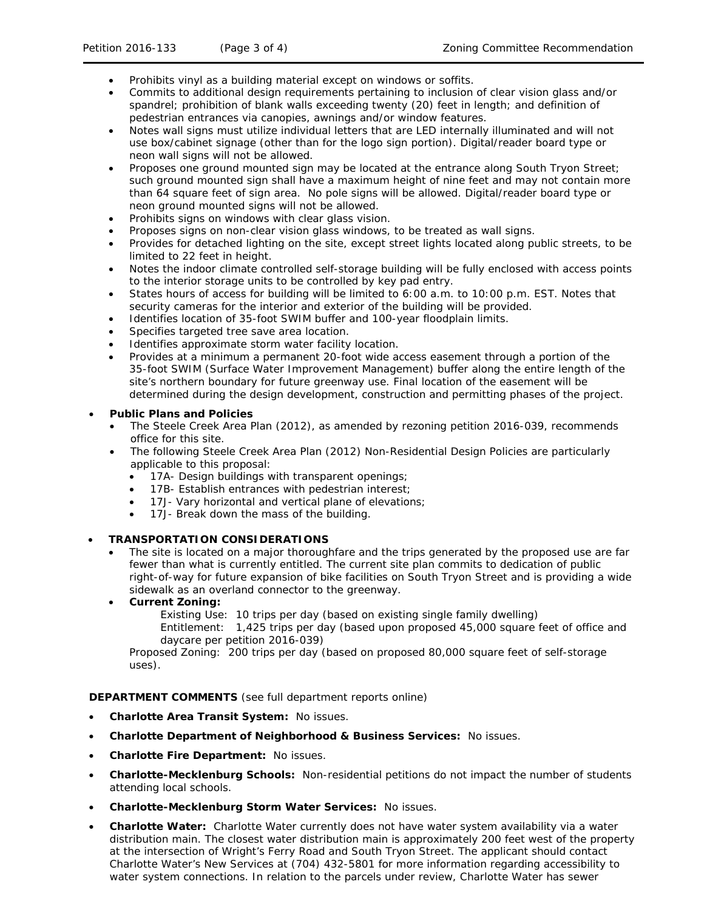- Prohibits vinyl as a building material except on windows or soffits.
- Commits to additional design requirements pertaining to inclusion of clear vision glass and/or spandrel; prohibition of blank walls exceeding twenty (20) feet in length; and definition of pedestrian entrances via canopies, awnings and/or window features.
- Notes wall signs must utilize individual letters that are LED internally illuminated and will not use box/cabinet signage (other than for the logo sign portion). Digital/reader board type or neon wall signs will not be allowed.
- Proposes one ground mounted sign may be located at the entrance along South Tryon Street; such ground mounted sign shall have a maximum height of nine feet and may not contain more than 64 square feet of sign area. No pole signs will be allowed. Digital/reader board type or neon ground mounted signs will not be allowed.
- Prohibits signs on windows with clear glass vision.
- Proposes signs on non-clear vision glass windows, to be treated as wall signs.
- Provides for detached lighting on the site, except street lights located along public streets, to be limited to 22 feet in height.
- Notes the indoor climate controlled self-storage building will be fully enclosed with access points to the interior storage units to be controlled by key pad entry.
- States hours of access for building will be limited to 6:00 a.m. to 10:00 p.m. EST. Notes that security cameras for the interior and exterior of the building will be provided.
- Identifies location of 35-foot SWIM buffer and 100-year floodplain limits.
- Specifies targeted tree save area location.
- Identifies approximate storm water facility location.
- Provides at a minimum a permanent 20-foot wide access easement through a portion of the 35-foot SWIM (Surface Water Improvement Management) buffer along the entire length of the site's northern boundary for future greenway use. Final location of the easement will be determined during the design development, construction and permitting phases of the project.

- **Public Plans and Policies**
  - The Steele Creek Area Plan (2012), as amended by rezoning petition 2016-039, recommends office for this site.
  - The following Steele Creek Area Plan (2012) Non-Residential Design Policies are particularly applicable to this proposal:
    - 17A- Design buildings with transparent openings;
    - 17B- Establish entrances with pedestrian interest;
    - 17J- Vary horizontal and vertical plane of elevations;
    - 17J- Break down the mass of the building.

- **TRANSPORTATION CONSIDERATIONS**
  - The site is located on a major thoroughfare and the trips generated by the proposed use are far fewer than what is currently entitled. The current site plan commits to dedication of public right-of-way for future expansion of bike facilities on South Tryon Street and is providing a wide sidewalk as an overland connector to the greenway.
  - **Current Zoning:**
    - Existing Use: 10 trips per day (based on existing single family dwelling)
    - Entitlement: 1,425 trips per day (based upon proposed 45,000 square feet of office and daycare per petition 2016-039)

    Proposed Zoning: 200 trips per day (based on proposed 80,000 square feet of self-storage uses).

**DEPARTMENT COMMENTS** (see full department reports online)

- **Charlotte Area Transit System:** No issues.
- **Charlotte Department of Neighborhood & Business Services:** No issues.
- **Charlotte Fire Department:** No issues.
- **Charlotte-Mecklenburg Schools:** Non-residential petitions do not impact the number of students attending local schools.
- **Charlotte-Mecklenburg Storm Water Services:** No issues.
- **Charlotte Water:** Charlotte Water currently does not have water system availability via a water distribution main. The closest water distribution main is approximately 200 feet west of the property at the intersection of Wright's Ferry Road and South Tryon Street. The applicant should contact Charlotte Water's New Services at (704) 432-5801 for more information regarding accessibility to water system connections. In relation to the parcels under review, Charlotte Water has sewer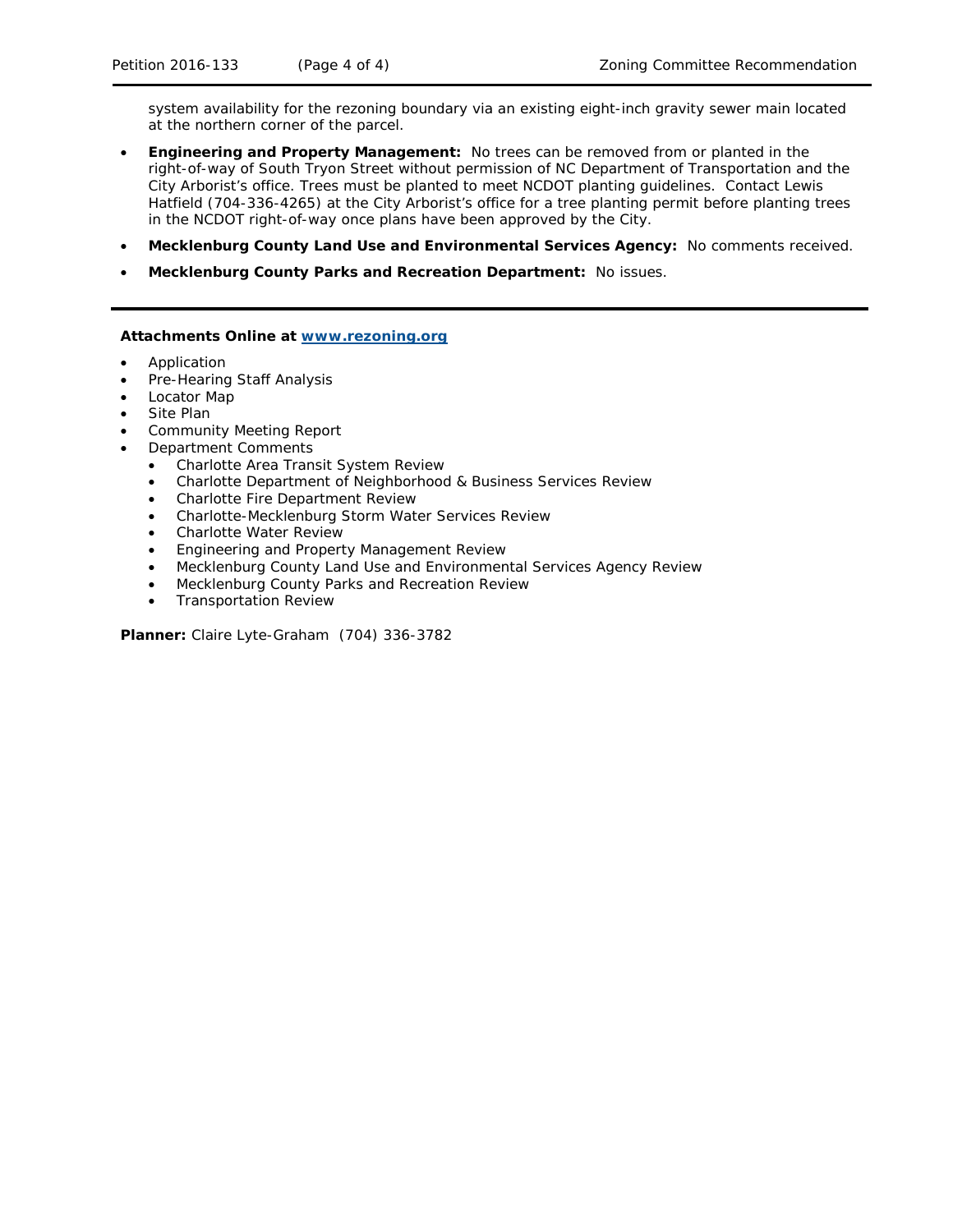system availability for the rezoning boundary via an existing eight-inch gravity sewer main located at the northern corner of the parcel.

- **Engineering and Property Management:** No trees can be removed from or planted in the right-of-way of South Tryon Street without permission of NC Department of Transportation and the City Arborist's office. Trees must be planted to meet NCDOT planting guidelines. Contact Lewis Hatfield (704-336-4265) at the City Arborist's office for a tree planting permit before planting trees in the NCDOT right-of-way once plans have been approved by the City.
- **Mecklenburg County Land Use and Environmental Services Agency:** No comments received.
- **Mecklenburg County Parks and Recreation Department:** No issues.

---

**Attachments Online at [www.rezoning.org](http://www.rezoning.org)**

- Application
- Pre-Hearing Staff Analysis
- Locator Map
- Site Plan
- Community Meeting Report
- Department Comments
  - Charlotte Area Transit System Review
  - Charlotte Department of Neighborhood & Business Services Review
  - Charlotte Fire Department Review
  - Charlotte-Mecklenburg Storm Water Services Review
  - Charlotte Water Review
  - Engineering and Property Management Review
  - Mecklenburg County Land Use and Environmental Services Agency Review
  - Mecklenburg County Parks and Recreation Review
  - Transportation Review

**Planner:** Claire Lyte-Graham (704) 336-3782